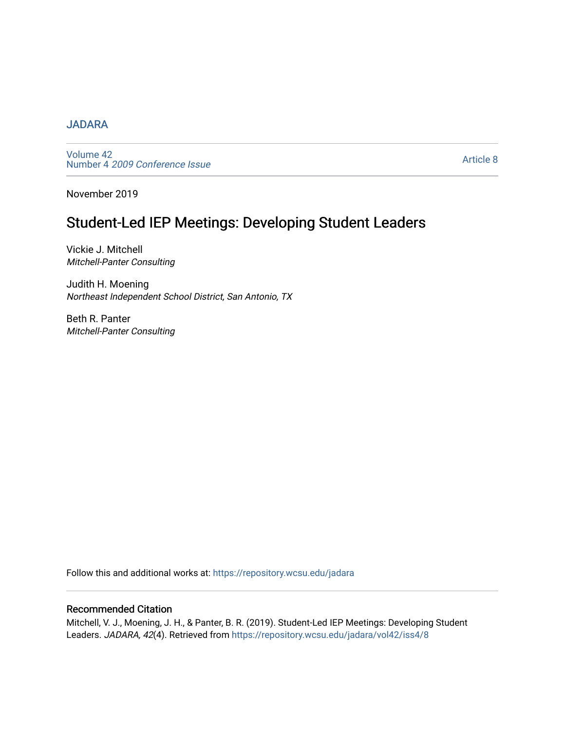JADARA

Volume 42
Number 4 *2009 Conference Issue*

Article 8

November 2019

# Student-Led IEP Meetings: Developing Student Leaders

Vickie J. Mitchell
*Mitchell-Panter Consulting*

Judith H. Moening
*Northeast Independent School District, San Antonio, TX*

Beth R. Panter
*Mitchell-Panter Consulting*

Follow this and additional works at: https://repository.wcsu.edu/jadara

## Recommended Citation

Mitchell, V. J., Moening, J. H., & Panter, B. R. (2019). Student-Led IEP Meetings: Developing Student Leaders. *JADARA, 42*(4). Retrieved from https://repository.wcsu.edu/jadara/vol42/iss4/8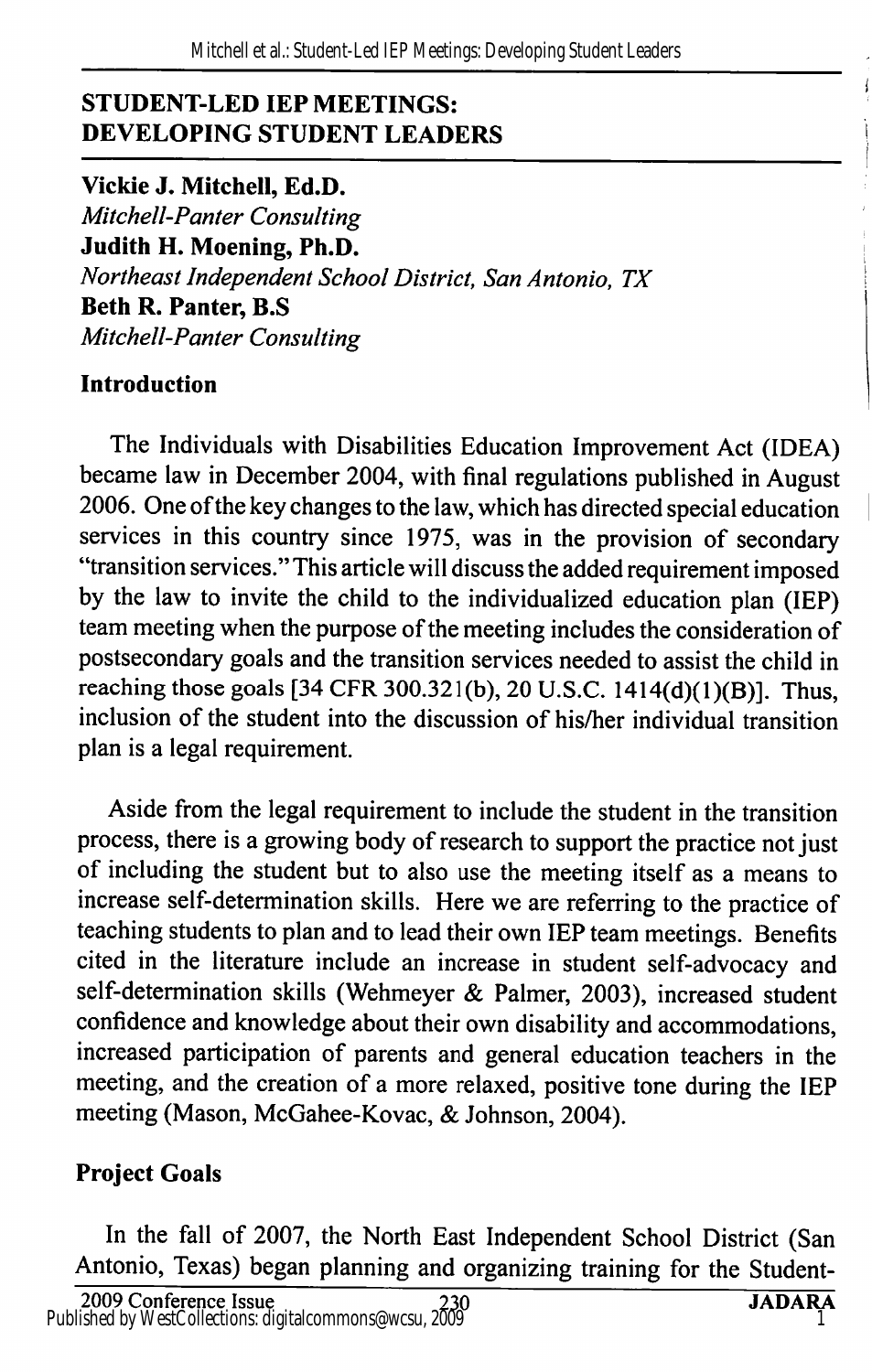## STUDENT-LED IEP MEETINGS: DEVELOPING STUDENT LEADERS

**Vickie J. Mitchell, Ed.D.**
*Mitchell-Panter Consulting*
**Judith H. Moening, Ph.D.**
*Northeast Independent School District, San Antonio, TX*
**Beth R. Panter, B.S**
*Mitchell-Panter Consulting*

### Introduction

The Individuals with Disabilities Education Improvement Act (IDEA) became law in December 2004, with final regulations published in August 2006. One of the key changes to the law, which has directed special education services in this country since 1975, was in the provision of secondary "transition services." This article will discuss the added requirement imposed by the law to invite the child to the individualized education plan (IEP) team meeting when the purpose of the meeting includes the consideration of postsecondary goals and the transition services needed to assist the child in reaching those goals [34 CFR 300.321(b), 20 U.S.C. 1414(d)(1)(B)]. Thus, inclusion of the student into the discussion of his/her individual transition plan is a legal requirement.

Aside from the legal requirement to include the student in the transition process, there is a growing body of research to support the practice not just of including the student but to also use the meeting itself as a means to increase self-determination skills. Here we are referring to the practice of teaching students to plan and to lead their own IEP team meetings. Benefits cited in the literature include an increase in student self-advocacy and self-determination skills (Wehmeyer & Palmer, 2003), increased student confidence and knowledge about their own disability and accommodations, increased participation of parents and general education teachers in the meeting, and the creation of a more relaxed, positive tone during the IEP meeting (Mason, McGahee-Kovac, & Johnson, 2004).

### Project Goals

In the fall of 2007, the North East Independent School District (San Antonio, Texas) began planning and organizing training for the Student-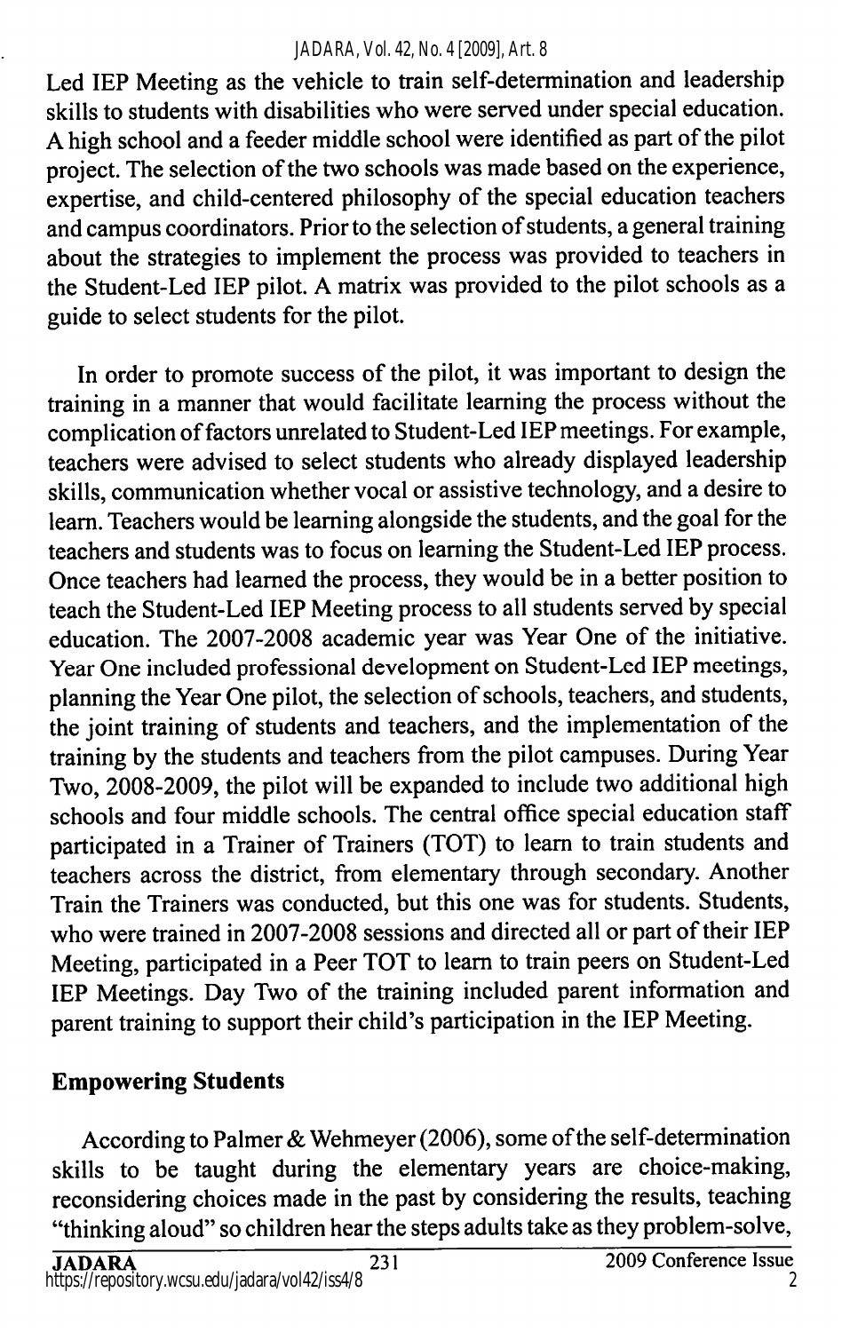Led IEP Meeting as the vehicle to train self-determination and leadership skills to students with disabilities who were served under special education. A high school and a feeder middle school were identified as part of the pilot project. The selection of the two schools was made based on the experience, expertise, and child-centered philosophy of the special education teachers and campus coordinators. Prior to the selection of students, a general training about the strategies to implement the process was provided to teachers in the Student-Led IEP pilot. A matrix was provided to the pilot schools as a guide to select students for the pilot.

In order to promote success of the pilot, it was important to design the training in a manner that would facilitate learning the process without the complication of factors unrelated to Student-Led IEP meetings. For example, teachers were advised to select students who already displayed leadership skills, communication whether vocal or assistive technology, and a desire to learn. Teachers would be learning alongside the students, and the goal for the teachers and students was to focus on learning the Student-Led IEP process. Once teachers had learned the process, they would be in a better position to teach the Student-Led IEP Meeting process to all students served by special education. The 2007-2008 academic year was Year One of the initiative. Year One included professional development on Student-Led IEP meetings, planning the Year One pilot, the selection of schools, teachers, and students, the joint training of students and teachers, and the implementation of the training by the students and teachers from the pilot campuses. During Year Two, 2008-2009, the pilot will be expanded to include two additional high schools and four middle schools. The central office special education staff participated in a Trainer of Trainers (TOT) to learn to train students and teachers across the district, from elementary through secondary. Another Train the Trainers was conducted, but this one was for students. Students, who were trained in 2007-2008 sessions and directed all or part of their IEP Meeting, participated in a Peer TOT to learn to train peers on Student-Led IEP Meetings. Day Two of the training included parent information and parent training to support their child's participation in the IEP Meeting.

## Empowering Students

According to Palmer & Wehmeyer (2006), some of the self-determination skills to be taught during the elementary years are choice-making, reconsidering choices made in the past by considering the results, teaching "thinking aloud" so children hear the steps adults take as they problem-solve,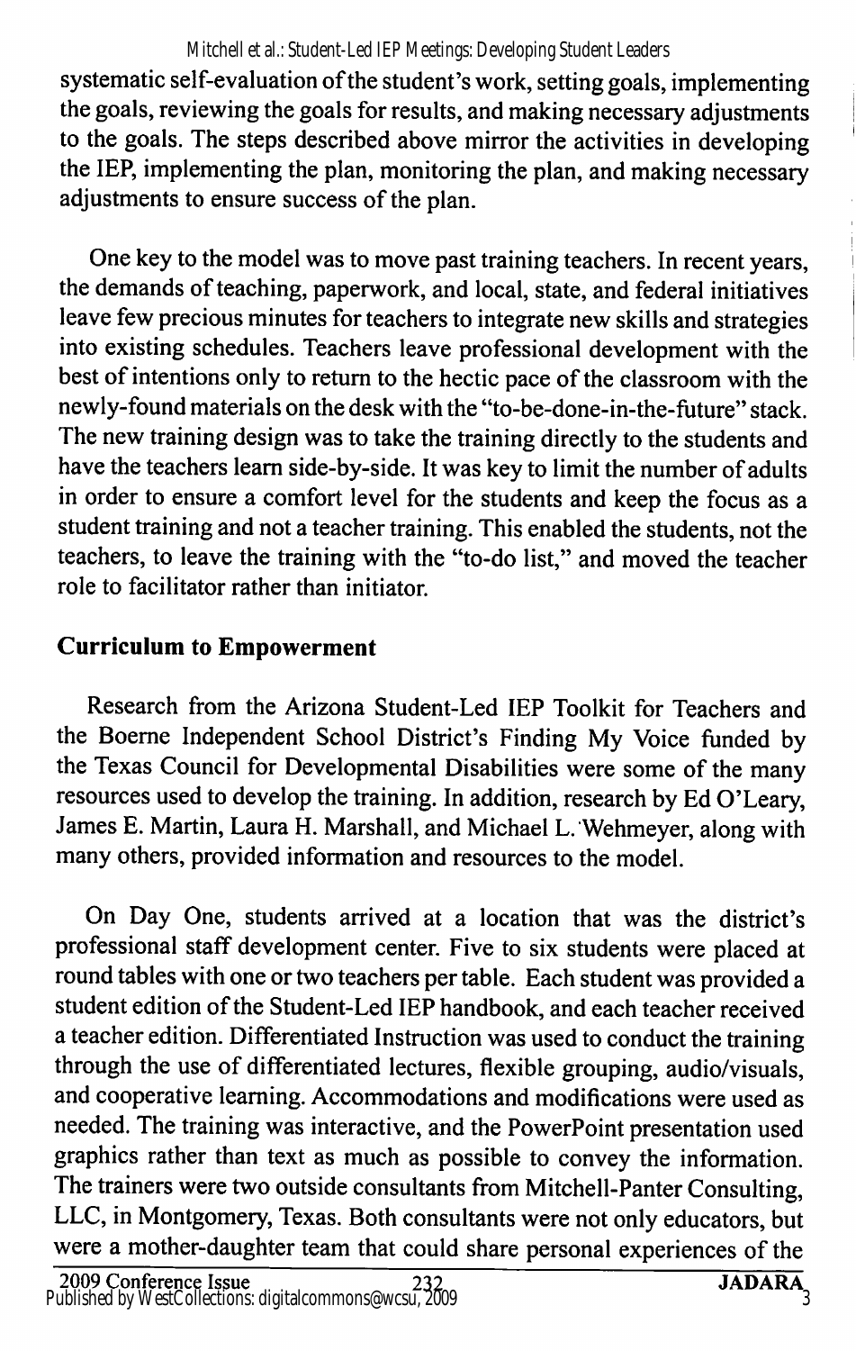systematic self-evaluation of the student's work, setting goals, implementing the goals, reviewing the goals for results, and making necessary adjustments to the goals. The steps described above mirror the activities in developing the IEP, implementing the plan, monitoring the plan, and making necessary adjustments to ensure success of the plan.

One key to the model was to move past training teachers. In recent years, the demands of teaching, paperwork, and local, state, and federal initiatives leave few precious minutes for teachers to integrate new skills and strategies into existing schedules. Teachers leave professional development with the best of intentions only to return to the hectic pace of the classroom with the newly-found materials on the desk with the "to-be-done-in-the-future" stack. The new training design was to take the training directly to the students and have the teachers learn side-by-side. It was key to limit the number of adults in order to ensure a comfort level for the students and keep the focus as a student training and not a teacher training. This enabled the students, not the teachers, to leave the training with the "to-do list," and moved the teacher role to facilitator rather than initiator.

## Curriculum to Empowerment

Research from the Arizona Student-Led IEP Toolkit for Teachers and the Boerne Independent School District's Finding My Voice funded by the Texas Council for Developmental Disabilities were some of the many resources used to develop the training. In addition, research by Ed O'Leary, James E. Martin, Laura H. Marshall, and Michael L. Wehmeyer, along with many others, provided information and resources to the model.

On Day One, students arrived at a location that was the district's professional staff development center. Five to six students were placed at round tables with one or two teachers per table. Each student was provided a student edition of the Student-Led IEP handbook, and each teacher received a teacher edition. Differentiated Instruction was used to conduct the training through the use of differentiated lectures, flexible grouping, audio/visuals, and cooperative learning. Accommodations and modifications were used as needed. The training was interactive, and the PowerPoint presentation used graphics rather than text as much as possible to convey the information. The trainers were two outside consultants from Mitchell-Panter Consulting, LLC, in Montgomery, Texas. Both consultants were not only educators, but were a mother-daughter team that could share personal experiences of the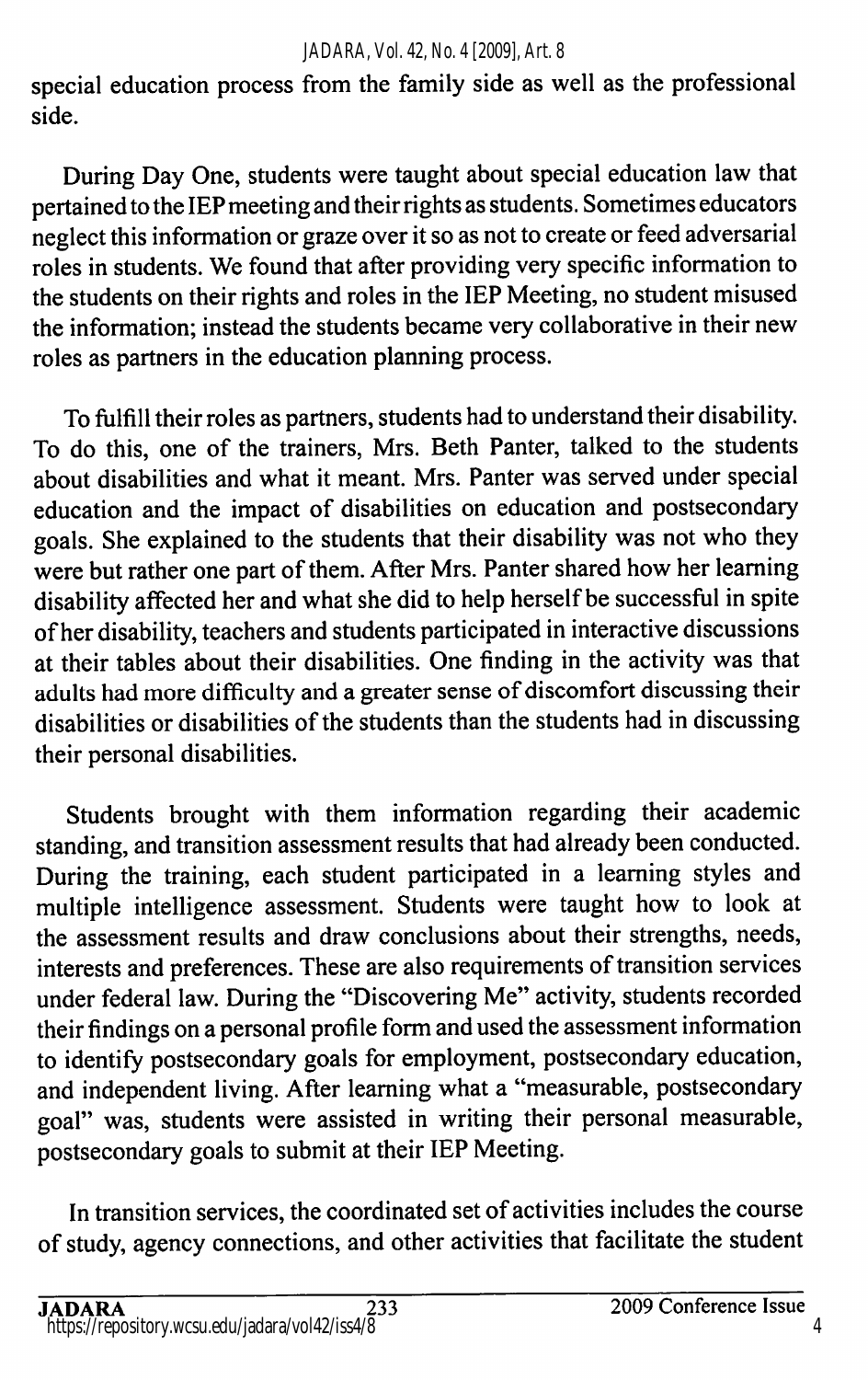special education process from the family side as well as the professional side.

During Day One, students were taught about special education law that pertained to the IEP meeting and their rights as students. Sometimes educators neglect this information or graze over it so as not to create or feed adversarial roles in students. We found that after providing very specific information to the students on their rights and roles in the IEP Meeting, no student misused the information; instead the students became very collaborative in their new roles as partners in the education planning process.

To fulfill their roles as partners, students had to understand their disability. To do this, one of the trainers, Mrs. Beth Panter, talked to the students about disabilities and what it meant. Mrs. Panter was served under special education and the impact of disabilities on education and postsecondary goals. She explained to the students that their disability was not who they were but rather one part of them. After Mrs. Panter shared how her learning disability affected her and what she did to help herself be successful in spite of her disability, teachers and students participated in interactive discussions at their tables about their disabilities. One finding in the activity was that adults had more difficulty and a greater sense of discomfort discussing their disabilities or disabilities of the students than the students had in discussing their personal disabilities.

Students brought with them information regarding their academic standing, and transition assessment results that had already been conducted. During the training, each student participated in a learning styles and multiple intelligence assessment. Students were taught how to look at the assessment results and draw conclusions about their strengths, needs, interests and preferences. These are also requirements of transition services under federal law. During the "Discovering Me" activity, students recorded their findings on a personal profile form and used the assessment information to identify postsecondary goals for employment, postsecondary education, and independent living. After learning what a "measurable, postsecondary goal" was, students were assisted in writing their personal measurable, postsecondary goals to submit at their IEP Meeting.

In transition services, the coordinated set of activities includes the course of study, agency connections, and other activities that facilitate the student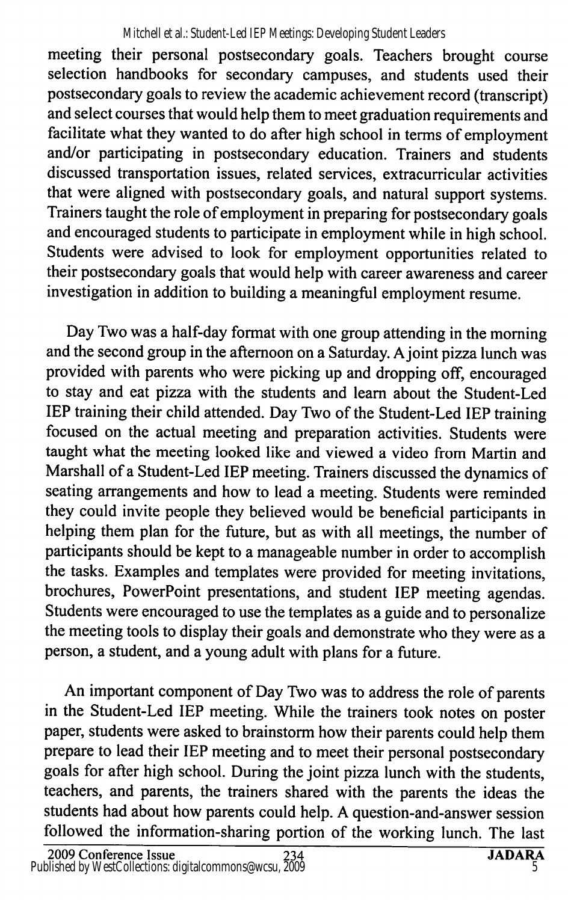meeting their personal postsecondary goals. Teachers brought course selection handbooks for secondary campuses, and students used their postsecondary goals to review the academic achievement record (transcript) and select courses that would help them to meet graduation requirements and facilitate what they wanted to do after high school in terms of employment and/or participating in postsecondary education. Trainers and students discussed transportation issues, related services, extracurricular activities that were aligned with postsecondary goals, and natural support systems. Trainers taught the role of employment in preparing for postsecondary goals and encouraged students to participate in employment while in high school. Students were advised to look for employment opportunities related to their postsecondary goals that would help with career awareness and career investigation in addition to building a meaningful employment resume.

Day Two was a half-day format with one group attending in the morning and the second group in the afternoon on a Saturday. A joint pizza lunch was provided with parents who were picking up and dropping off, encouraged to stay and eat pizza with the students and learn about the Student-Led IEP training their child attended. Day Two of the Student-Led IEP training focused on the actual meeting and preparation activities. Students were taught what the meeting looked like and viewed a video from Martin and Marshall of a Student-Led IEP meeting. Trainers discussed the dynamics of seating arrangements and how to lead a meeting. Students were reminded they could invite people they believed would be beneficial participants in helping them plan for the future, but as with all meetings, the number of participants should be kept to a manageable number in order to accomplish the tasks. Examples and templates were provided for meeting invitations, brochures, PowerPoint presentations, and student IEP meeting agendas. Students were encouraged to use the templates as a guide and to personalize the meeting tools to display their goals and demonstrate who they were as a person, a student, and a young adult with plans for a future.

An important component of Day Two was to address the role of parents in the Student-Led IEP meeting. While the trainers took notes on poster paper, students were asked to brainstorm how their parents could help them prepare to lead their IEP meeting and to meet their personal postsecondary goals for after high school. During the joint pizza lunch with the students, teachers, and parents, the trainers shared with the parents the ideas the students had about how parents could help. A question-and-answer session followed the information-sharing portion of the working lunch. The last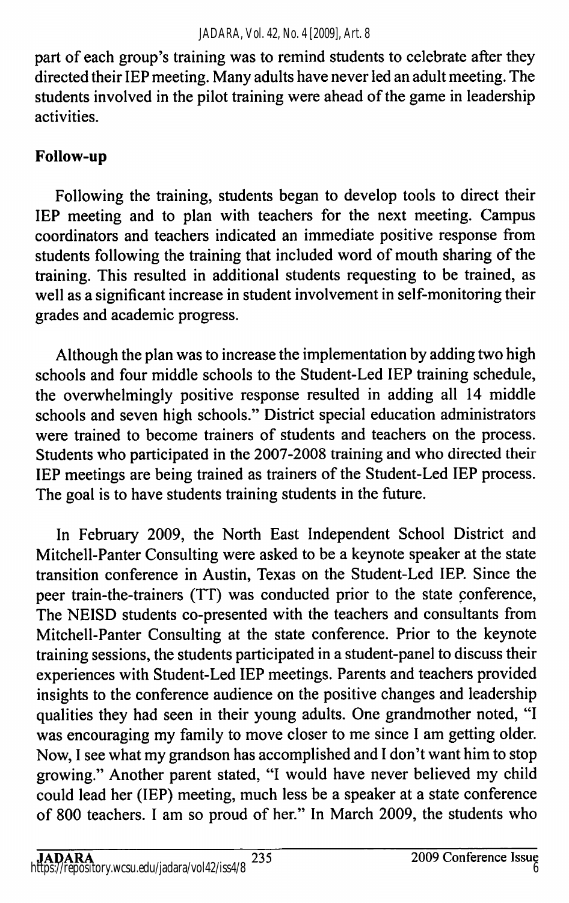part of each group's training was to remind students to celebrate after they directed their IEP meeting. Many adults have never led an adult meeting. The students involved in the pilot training were ahead of the game in leadership activities.

**Follow-up**

Following the training, students began to develop tools to direct their IEP meeting and to plan with teachers for the next meeting. Campus coordinators and teachers indicated an immediate positive response from students following the training that included word of mouth sharing of the training. This resulted in additional students requesting to be trained, as well as a significant increase in student involvement in self-monitoring their grades and academic progress.

Although the plan was to increase the implementation by adding two high schools and four middle schools to the Student-Led IEP training schedule, the overwhelmingly positive response resulted in adding all 14 middle schools and seven high schools." District special education administrators were trained to become trainers of students and teachers on the process. Students who participated in the 2007-2008 training and who directed their IEP meetings are being trained as trainers of the Student-Led IEP process. The goal is to have students training students in the future.

In February 2009, the North East Independent School District and Mitchell-Panter Consulting were asked to be a keynote speaker at the state transition conference in Austin, Texas on the Student-Led IEP. Since the peer train-the-trainers (TT) was conducted prior to the state conference, The NEISD students co-presented with the teachers and consultants from Mitchell-Panter Consulting at the state conference. Prior to the keynote training sessions, the students participated in a student-panel to discuss their experiences with Student-Led IEP meetings. Parents and teachers provided insights to the conference audience on the positive changes and leadership qualities they had seen in their young adults. One grandmother noted, "I was encouraging my family to move closer to me since I am getting older. Now, I see what my grandson has accomplished and I don't want him to stop growing." Another parent stated, "I would have never believed my child could lead her (IEP) meeting, much less be a speaker at a state conference of 800 teachers. I am so proud of her." In March 2009, the students who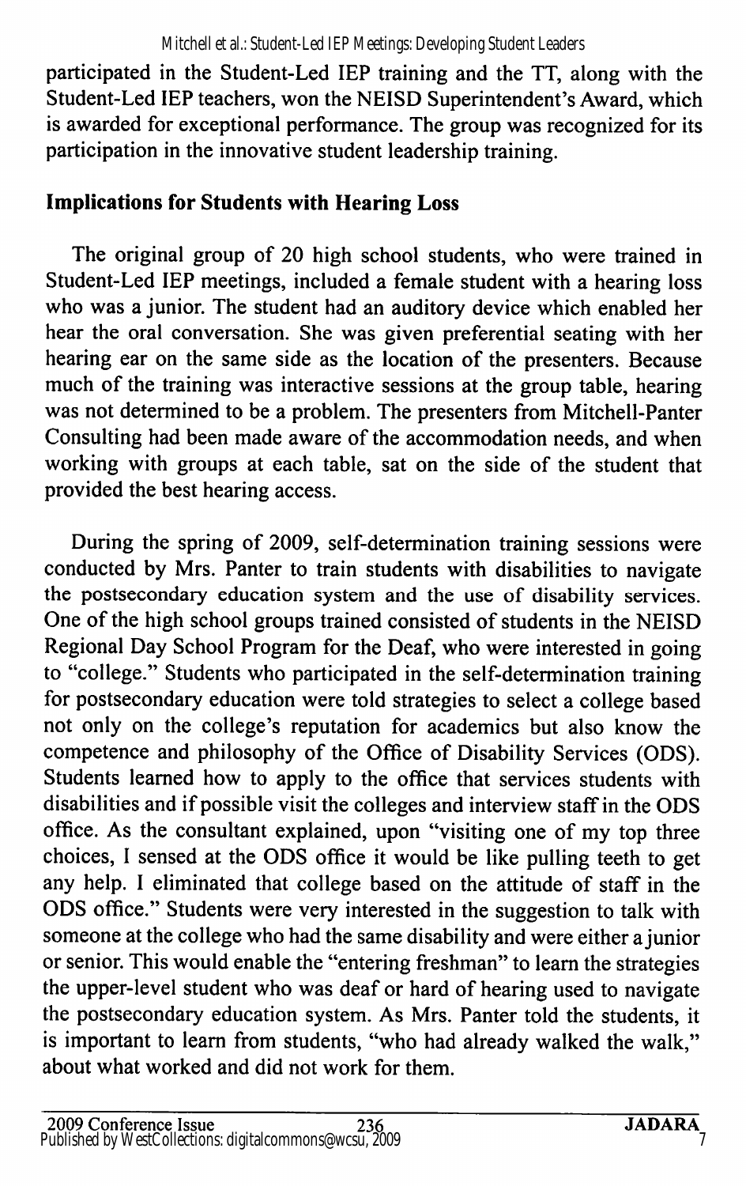participated in the Student-Led IEP training and the TT, along with the Student-Led IEP teachers, won the NEISD Superintendent's Award, which is awarded for exceptional performance. The group was recognized for its participation in the innovative student leadership training.

## Implications for Students with Hearing Loss

The original group of 20 high school students, who were trained in Student-Led IEP meetings, included a female student with a hearing loss who was a junior. The student had an auditory device which enabled her hear the oral conversation. She was given preferential seating with her hearing ear on the same side as the location of the presenters. Because much of the training was interactive sessions at the group table, hearing was not determined to be a problem. The presenters from Mitchell-Panter Consulting had been made aware of the accommodation needs, and when working with groups at each table, sat on the side of the student that provided the best hearing access.

During the spring of 2009, self-determination training sessions were conducted by Mrs. Panter to train students with disabilities to navigate the postsecondary education system and the use of disability services. One of the high school groups trained consisted of students in the NEISD Regional Day School Program for the Deaf, who were interested in going to "college." Students who participated in the self-determination training for postsecondary education were told strategies to select a college based not only on the college's reputation for academics but also know the competence and philosophy of the Office of Disability Services (ODS). Students learned how to apply to the office that services students with disabilities and if possible visit the colleges and interview staff in the ODS office. As the consultant explained, upon "visiting one of my top three choices, I sensed at the ODS office it would be like pulling teeth to get any help. I eliminated that college based on the attitude of staff in the ODS office." Students were very interested in the suggestion to talk with someone at the college who had the same disability and were either a junior or senior. This would enable the "entering freshman" to learn the strategies the upper-level student who was deaf or hard of hearing used to navigate the postsecondary education system. As Mrs. Panter told the students, it is important to learn from students, "who had already walked the walk," about what worked and did not work for them.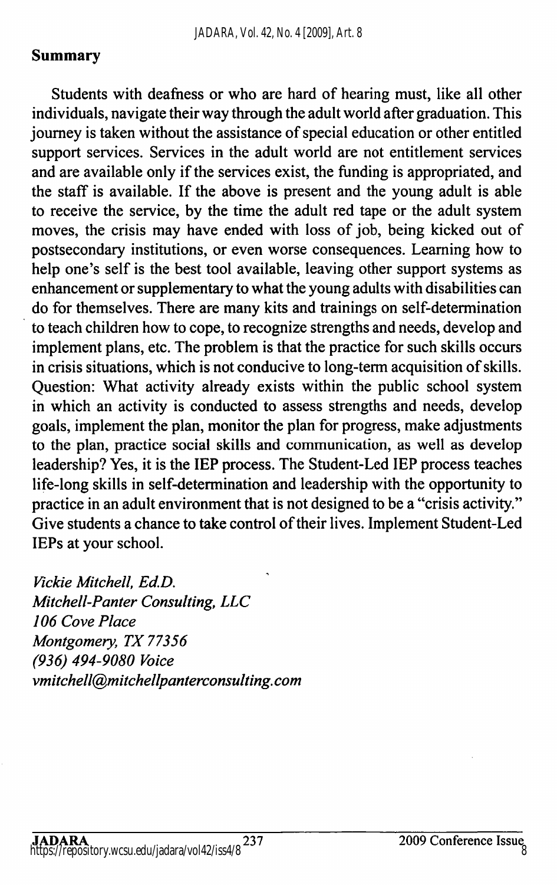## Summary

Students with deafness or who are hard of hearing must, like all other individuals, navigate their way through the adult world after graduation. This journey is taken without the assistance of special education or other entitled support services. Services in the adult world are not entitlement services and are available only if the services exist, the funding is appropriated, and the staff is available. If the above is present and the young adult is able to receive the service, by the time the adult red tape or the adult system moves, the crisis may have ended with loss of job, being kicked out of postsecondary institutions, or even worse consequences. Learning how to help one's self is the best tool available, leaving other support systems as enhancement or supplementary to what the young adults with disabilities can do for themselves. There are many kits and trainings on self-determination to teach children how to cope, to recognize strengths and needs, develop and implement plans, etc. The problem is that the practice for such skills occurs in crisis situations, which is not conducive to long-term acquisition of skills. Question: What activity already exists within the public school system in which an activity is conducted to assess strengths and needs, develop goals, implement the plan, monitor the plan for progress, make adjustments to the plan, practice social skills and communication, as well as develop leadership? Yes, it is the IEP process. The Student-Led IEP process teaches life-long skills in self-determination and leadership with the opportunity to practice in an adult environment that is not designed to be a "crisis activity." Give students a chance to take control of their lives. Implement Student-Led IEPs at your school.

*Vickie Mitchell, Ed.D.*
*Mitchell-Panter Consulting, LLC*
*106 Cove Place*
*Montgomery, TX 77356*
*(936) 494-9080 Voice*
*vmitchell@mitchellpanterconsulting.com*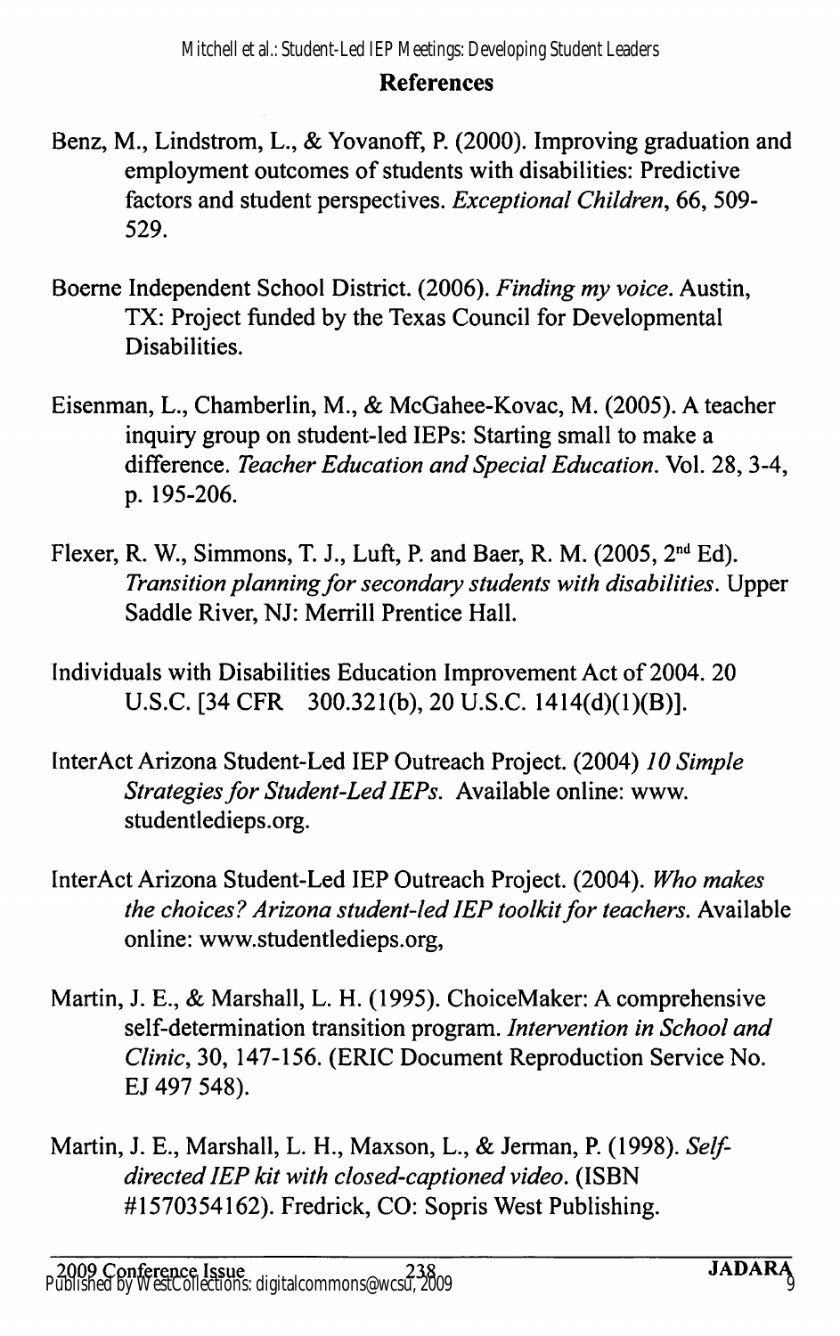## References

Benz, M., Lindstrom, L., & Yovanoff, P. (2000). Improving graduation and employment outcomes of students with disabilities: Predictive factors and student perspectives. *Exceptional Children*, 66, 509-529.

Boerne Independent School District. (2006). *Finding my voice*. Austin, TX: Project funded by the Texas Council for Developmental Disabilities.

Eisenman, L., Chamberlin, M., & McGahee-Kovac, M. (2005). A teacher inquiry group on student-led IEPs: Starting small to make a difference. *Teacher Education and Special Education*. Vol. 28, 3-4, p. 195-206.

Flexer, R. W., Simmons, T. J., Luft, P. and Baer, R. M. (2005, 2nd Ed). *Transition planning for secondary students with disabilities*. Upper Saddle River, NJ: Merrill Prentice Hall.

Individuals with Disabilities Education Improvement Act of 2004. 20 U.S.C. [34 CFR 300.321(b), 20 U.S.C. 1414(d)(1)(B)].

InterAct Arizona Student-Led IEP Outreach Project. (2004) *10 Simple Strategies for Student-Led IEPs*. Available online: www.studentledieps.org.

InterAct Arizona Student-Led IEP Outreach Project. (2004). *Who makes the choices? Arizona student-led IEP toolkit for teachers*. Available online: www.studentledieps.org,

Martin, J. E., & Marshall, L. H. (1995). ChoiceMaker: A comprehensive self-determination transition program. *Intervention in School and Clinic*, 30, 147-156. (ERIC Document Reproduction Service No. EJ 497 548).

Martin, J. E., Marshall, L. H., Maxson, L., & Jerman, P. (1998). *Self-directed IEP kit with closed-captioned video*. (ISBN #1570354162). Fredrick, CO: Sopris West Publishing.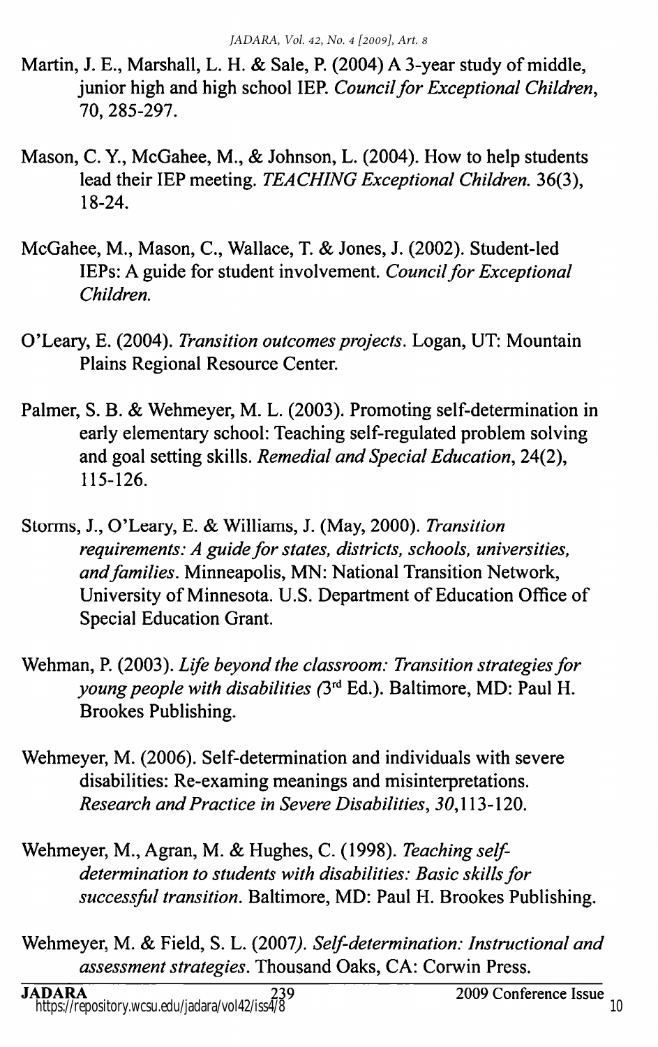Martin, J. E., Marshall, L. H. & Sale, P. (2004) A 3-year study of middle, junior high and high school IEP. *Council for Exceptional Children*, 70, 285-297.

Mason, C. Y., McGahee, M., & Johnson, L. (2004). How to help students lead their IEP meeting. *TEACHING Exceptional Children.* 36(3), 18-24.

McGahee, M., Mason, C., Wallace, T. & Jones, J. (2002). Student-led IEPs: A guide for student involvement. *Council for Exceptional Children.*

O'Leary, E. (2004). *Transition outcomes projects*. Logan, UT: Mountain Plains Regional Resource Center.

Palmer, S. B. & Wehmeyer, M. L. (2003). Promoting self-determination in early elementary school: Teaching self-regulated problem solving and goal setting skills. *Remedial and Special Education*, 24(2), 115-126.

Storms, J., O'Leary, E. & Williams, J. (May, 2000). *Transition requirements: A guide for states, districts, schools, universities, and families*. Minneapolis, MN: National Transition Network, University of Minnesota. U.S. Department of Education Office of Special Education Grant.

Wehman, P. (2003). *Life beyond the classroom: Transition strategies for young people with disabilities (*3rd Ed.). Baltimore, MD: Paul H. Brookes Publishing.

Wehmeyer, M. (2006). Self-determination and individuals with severe disabilities: Re-examing meanings and misinterpretations. *Research and Practice in Severe Disabilities*, *30*,113-120.

Wehmeyer, M., Agran, M. & Hughes, C. (1998). *Teaching self-determination to students with disabilities: Basic skills for successful transition*. Baltimore, MD: Paul H. Brookes Publishing.

Wehmeyer, M. & Field, S. L. (2007*). Self-determination: Instructional and assessment strategies*. Thousand Oaks, CA: Corwin Press.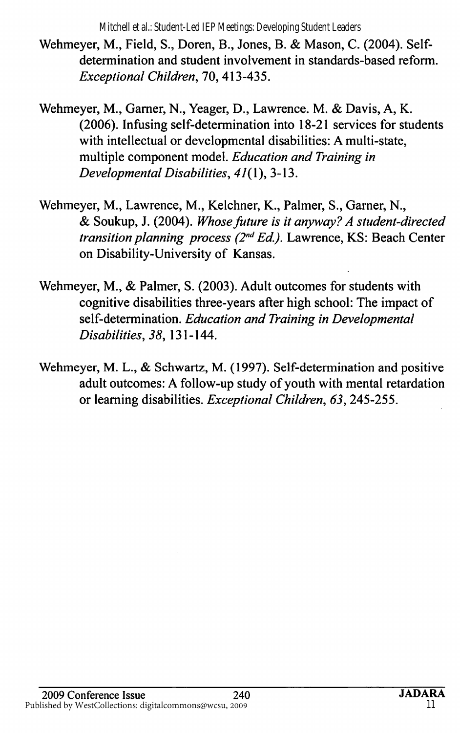Wehmeyer, M., Field, S., Doren, B., Jones, B. & Mason, C. (2004). Self-determination and student involvement in standards-based reform. *Exceptional Children*, 70, 413-435.

Wehmeyer, M., Garner, N., Yeager, D., Lawrence. M. & Davis, A, K. (2006). Infusing self-determination into 18-21 services for students with intellectual or developmental disabilities: A multi-state, multiple component model. *Education and Training in Developmental Disabilities*, *41*(1), 3-13.

Wehmeyer, M., Lawrence, M., Kelchner, K., Palmer, S., Garner, N., & Soukup, J. (2004). *Whose future is it anyway? A student-directed transition planning process (2nd Ed.).* Lawrence, KS: Beach Center on Disability-University of Kansas.

Wehmeyer, M., & Palmer, S. (2003). Adult outcomes for students with cognitive disabilities three-years after high school: The impact of self-determination. *Education and Training in Developmental Disabilities*, *38*, 131-144.

Wehmeyer, M. L., & Schwartz, M. (1997). Self-determination and positive adult outcomes: A follow-up study of youth with mental retardation or learning disabilities. *Exceptional Children*, *63*, 245-255.